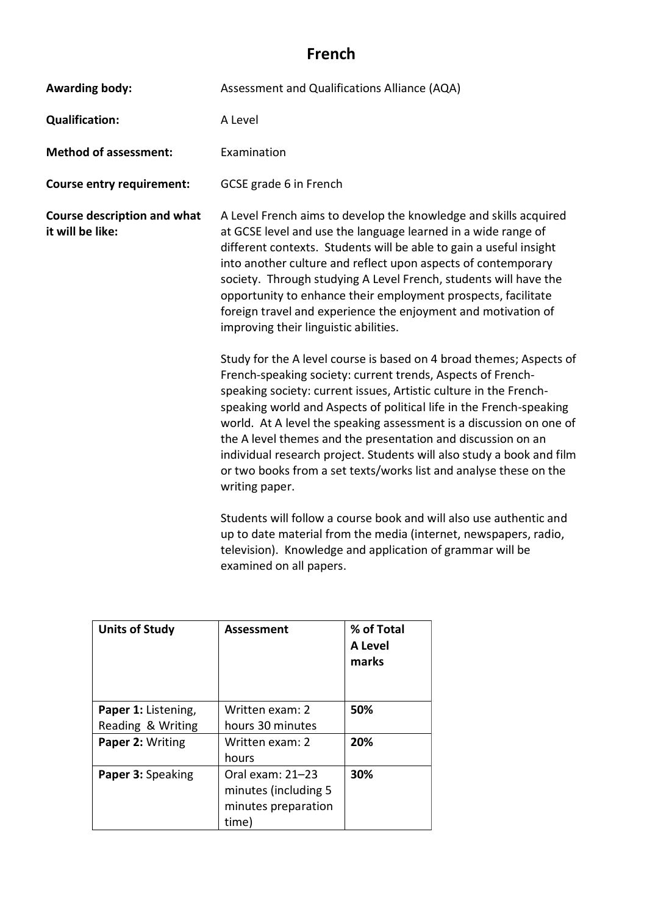# French

**Awarding body:** Assessment and Qualifications Alliance (AQA)

**Qualification:** A Level

**Method of assessment:** Examination

**Course entry requirement:** GCSE grade 6 in French

**Course description and what it will be like:**

A Level French aims to develop the knowledge and skills acquired at GCSE level and use the language learned in a wide range of different contexts. Students will be able to gain a useful insight into another culture and reflect upon aspects of contemporary society. Through studying A Level French, students will have the opportunity to enhance their employment prospects, facilitate foreign travel and experience the enjoyment and motivation of improving their linguistic abilities.

Study for the A level course is based on 4 broad themes; Aspects of French-speaking society: current trends, Aspects of French-speaking society: current issues, Artistic culture in the French-speaking world and Aspects of political life in the French-speaking world. At A level the speaking assessment is a discussion on one of the A level themes and the presentation and discussion on an individual research project. Students will also study a book and film or two books from a set texts/works list and analyse these on the writing paper.

Students will follow a course book and will also use authentic and up to date material from the media (internet, newspapers, radio, television). Knowledge and application of grammar will be examined on all papers.

| **Units of Study** | **Assessment** | **% of Total A Level marks** |
|---|---|---|
| **Paper 1:** Listening, Reading & Writing | Written exam: 2 hours 30 minutes | **50%** |
| **Paper 2:** Writing | Written exam: 2 hours | **20%** |
| **Paper 3:** Speaking | Oral exam: 21–23 minutes (including 5 minutes preparation time) | **30%** |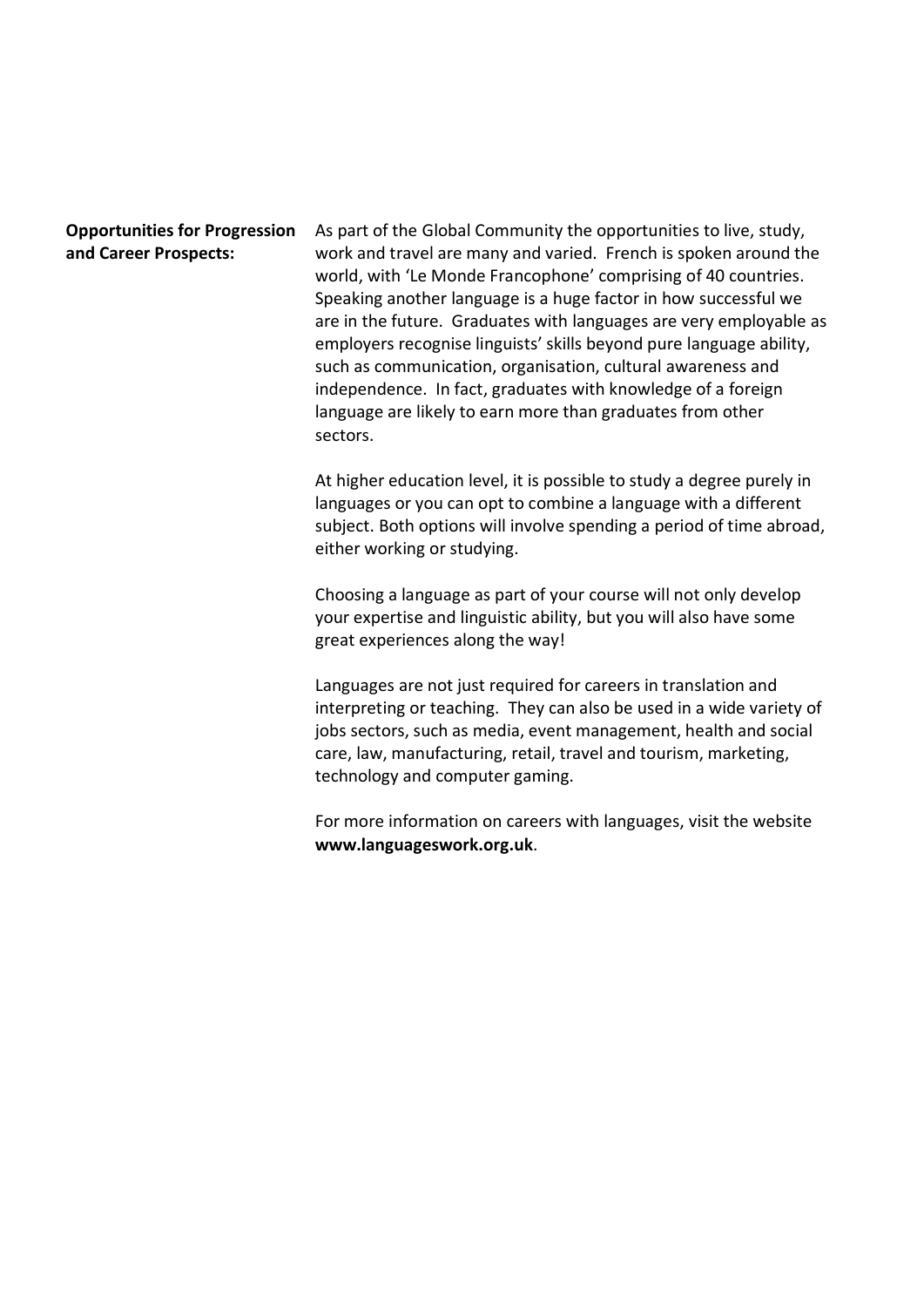**Opportunities for Progression and Career Prospects:**

As part of the Global Community the opportunities to live, study, work and travel are many and varied. French is spoken around the world, with 'Le Monde Francophone' comprising of 40 countries. Speaking another language is a huge factor in how successful we are in the future. Graduates with languages are very employable as employers recognise linguists' skills beyond pure language ability, such as communication, organisation, cultural awareness and independence. In fact, graduates with knowledge of a foreign language are likely to earn more than graduates from other sectors.

At higher education level, it is possible to study a degree purely in languages or you can opt to combine a language with a different subject. Both options will involve spending a period of time abroad, either working or studying.

Choosing a language as part of your course will not only develop your expertise and linguistic ability, but you will also have some great experiences along the way!

Languages are not just required for careers in translation and interpreting or teaching. They can also be used in a wide variety of jobs sectors, such as media, event management, health and social care, law, manufacturing, retail, travel and tourism, marketing, technology and computer gaming.

For more information on careers with languages, visit the website **www.languageswork.org.uk**.